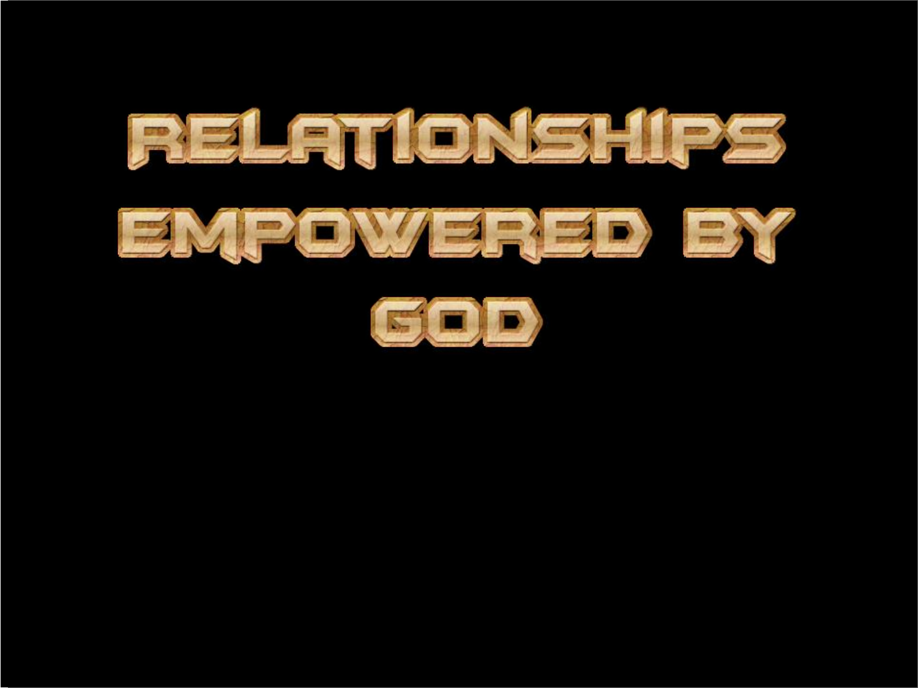# RELATIONSHIPS EMPOWERED BY GOD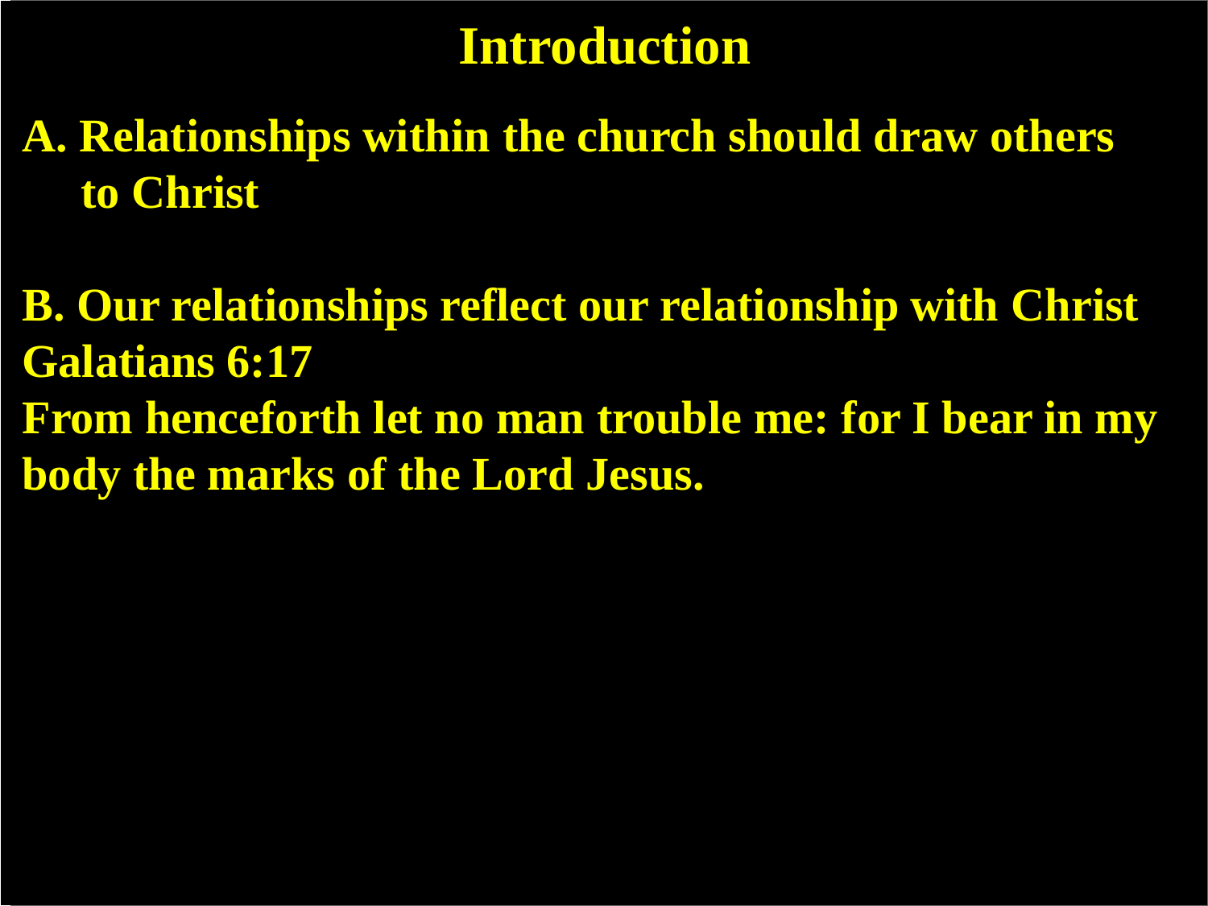# Introduction

**A. Relationships within the church should draw others to Christ**

**B. Our relationships reflect our relationship with Christ**
**Galatians 6:17**
**From henceforth let no man trouble me: for I bear in my body the marks of the Lord Jesus.**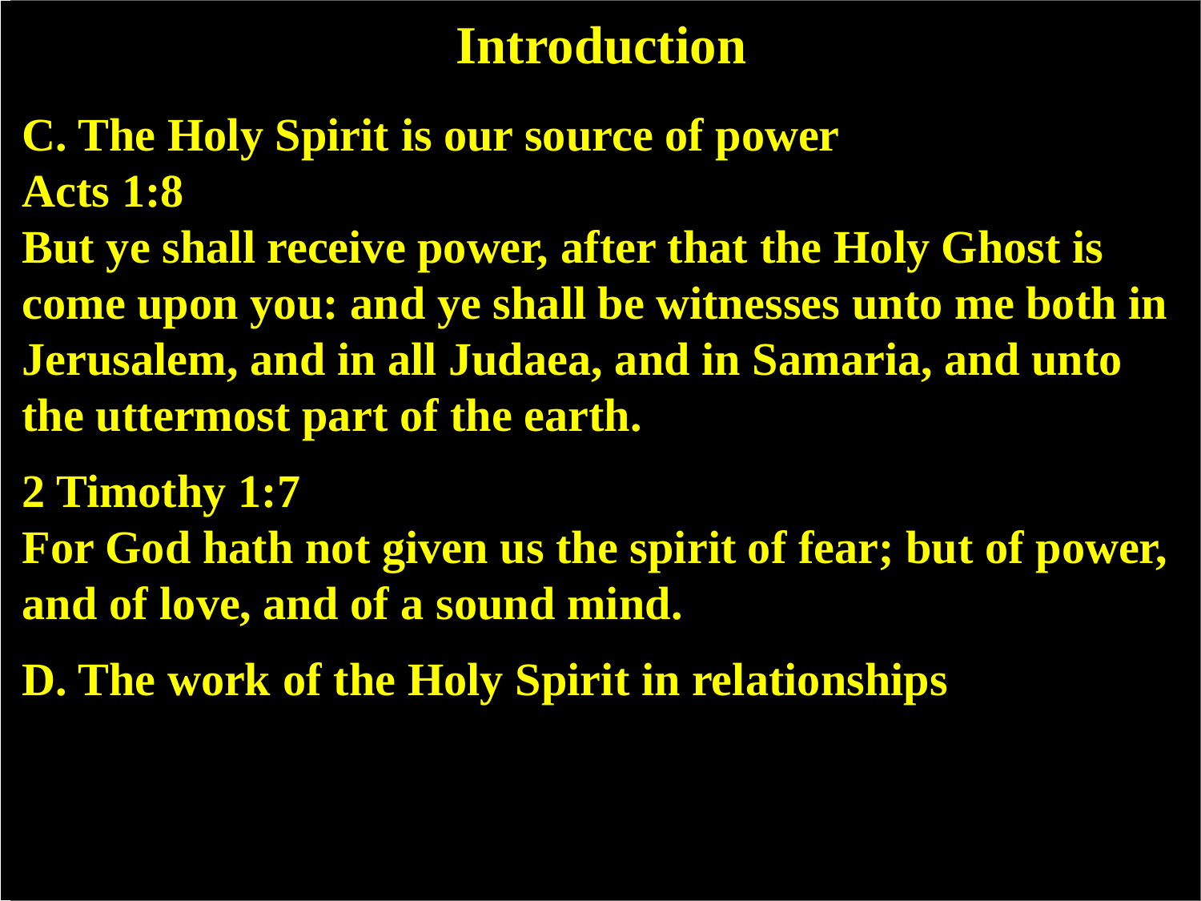# Introduction

**C. The Holy Spirit is our source of power**

**Acts 1:8**

**But ye shall receive power, after that the Holy Ghost is come upon you: and ye shall be witnesses unto me both in Jerusalem, and in all Judaea, and in Samaria, and unto the uttermost part of the earth.**

**2 Timothy 1:7**

**For God hath not given us the spirit of fear; but of power, and of love, and of a sound mind.**

**D. The work of the Holy Spirit in relationships**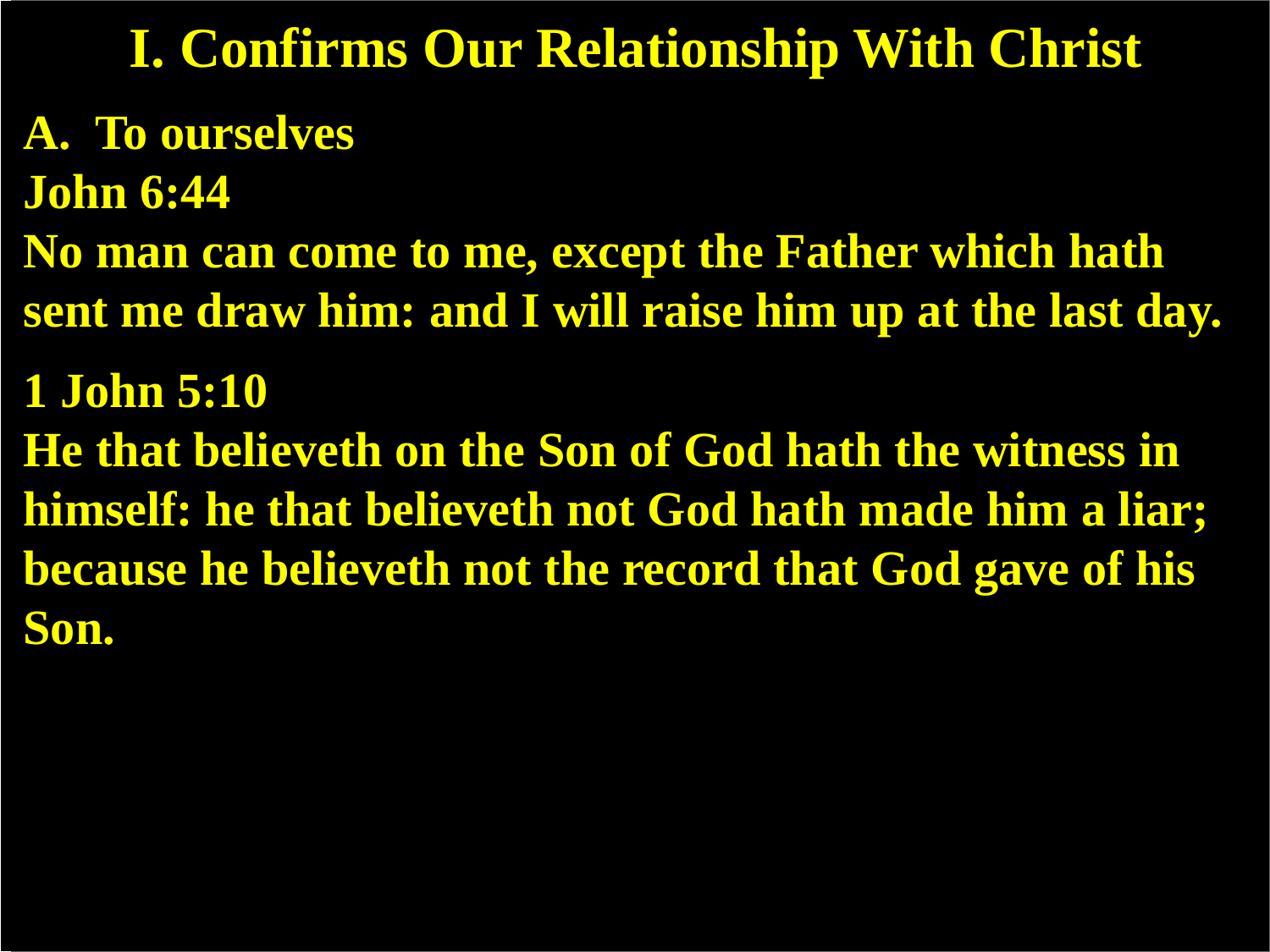# I. Confirms Our Relationship With Christ

**A. To ourselves**

**John 6:44**

**No man can come to me, except the Father which hath sent me draw him: and I will raise him up at the last day.**

**1 John 5:10**

**He that believeth on the Son of God hath the witness in himself: he that believeth not God hath made him a liar; because he believeth not the record that God gave of his Son.**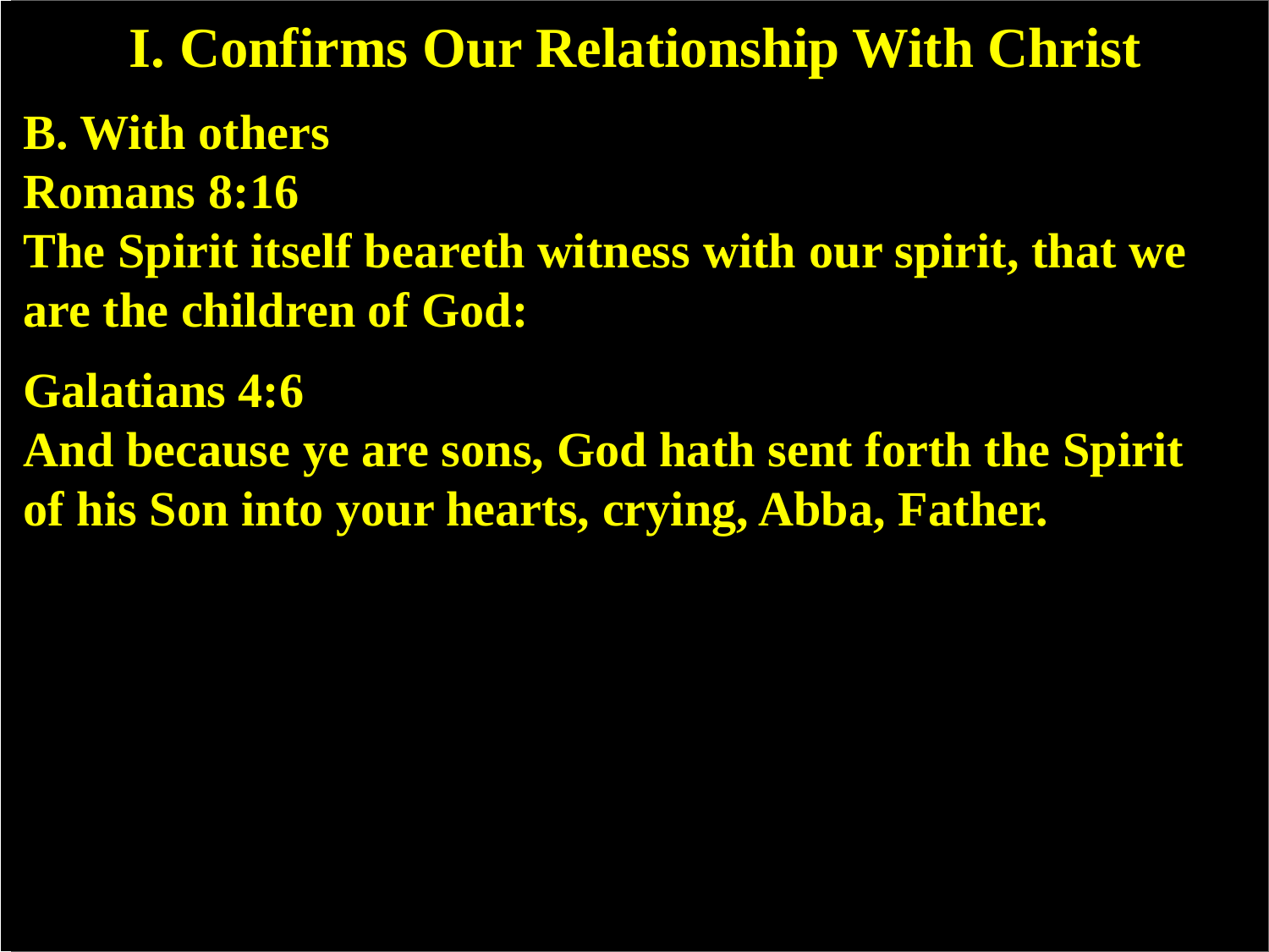# I. Confirms Our Relationship With Christ

**B. With others**

**Romans 8:16**

**The Spirit itself beareth witness with our spirit, that we are the children of God:**

**Galatians 4:6**

**And because ye are sons, God hath sent forth the Spirit of his Son into your hearts, crying, Abba, Father.**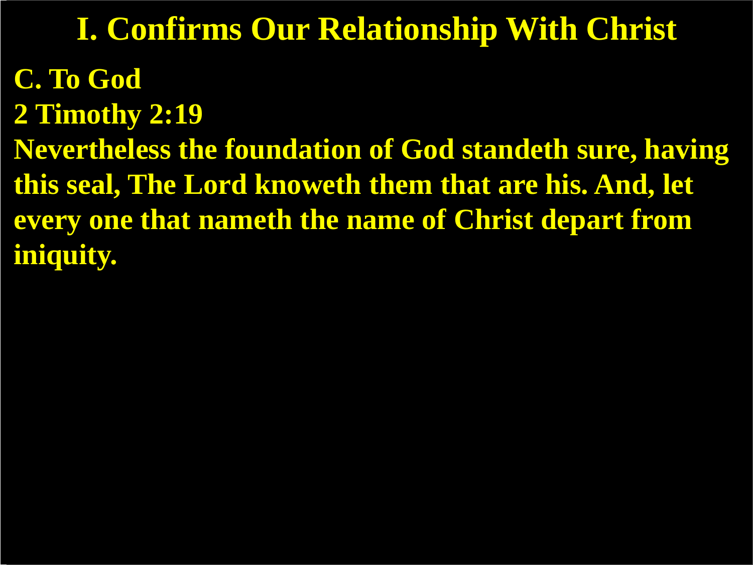# I. Confirms Our Relationship With Christ

**C. To God**

**2 Timothy 2:19**

**Nevertheless the foundation of God standeth sure, having this seal, The Lord knoweth them that are his. And, let every one that nameth the name of Christ depart from iniquity.**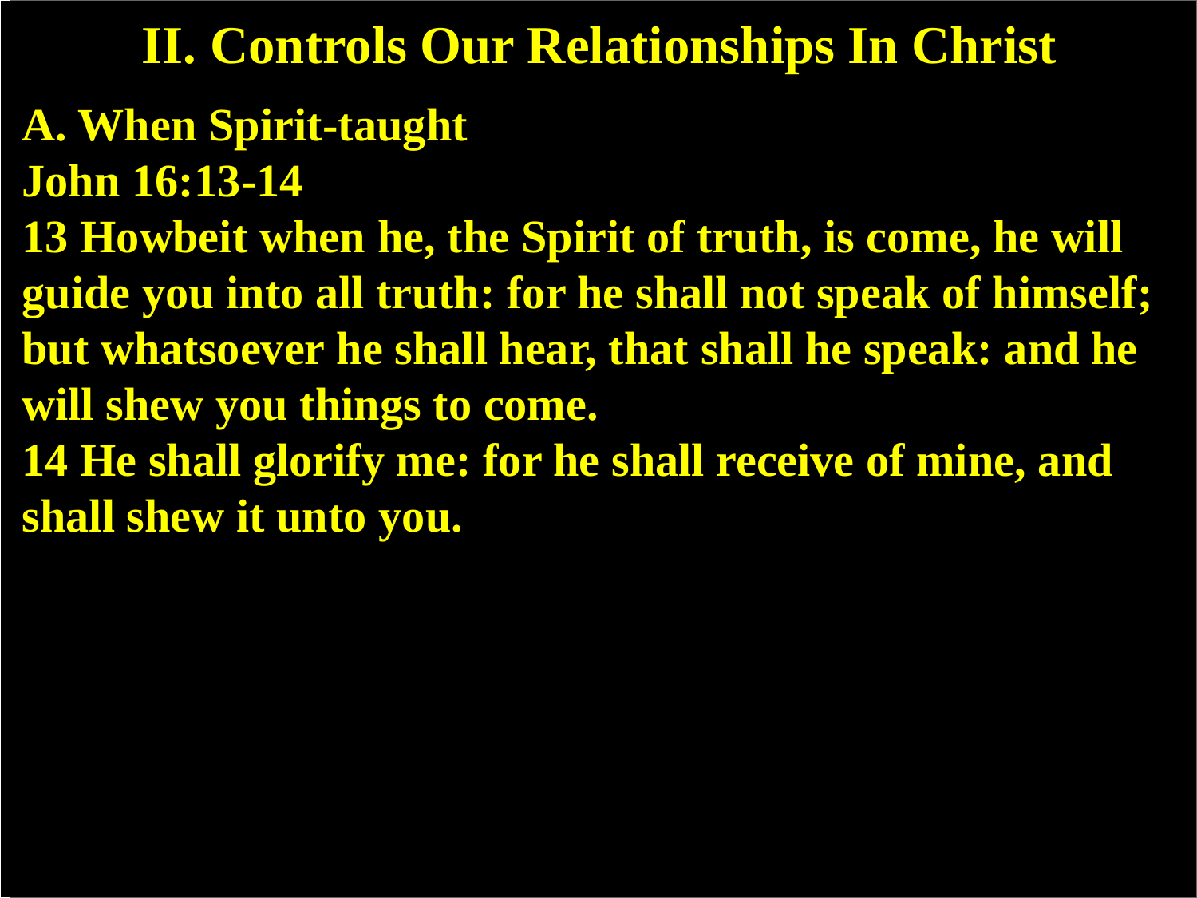# II. Controls Our Relationships In Christ

**A. When Spirit-taught**

**John 16:13-14**

**13 Howbeit when he, the Spirit of truth, is come, he will guide you into all truth: for he shall not speak of himself; but whatsoever he shall hear, that shall he speak: and he will shew you things to come.**

**14 He shall glorify me: for he shall receive of mine, and shall shew it unto you.**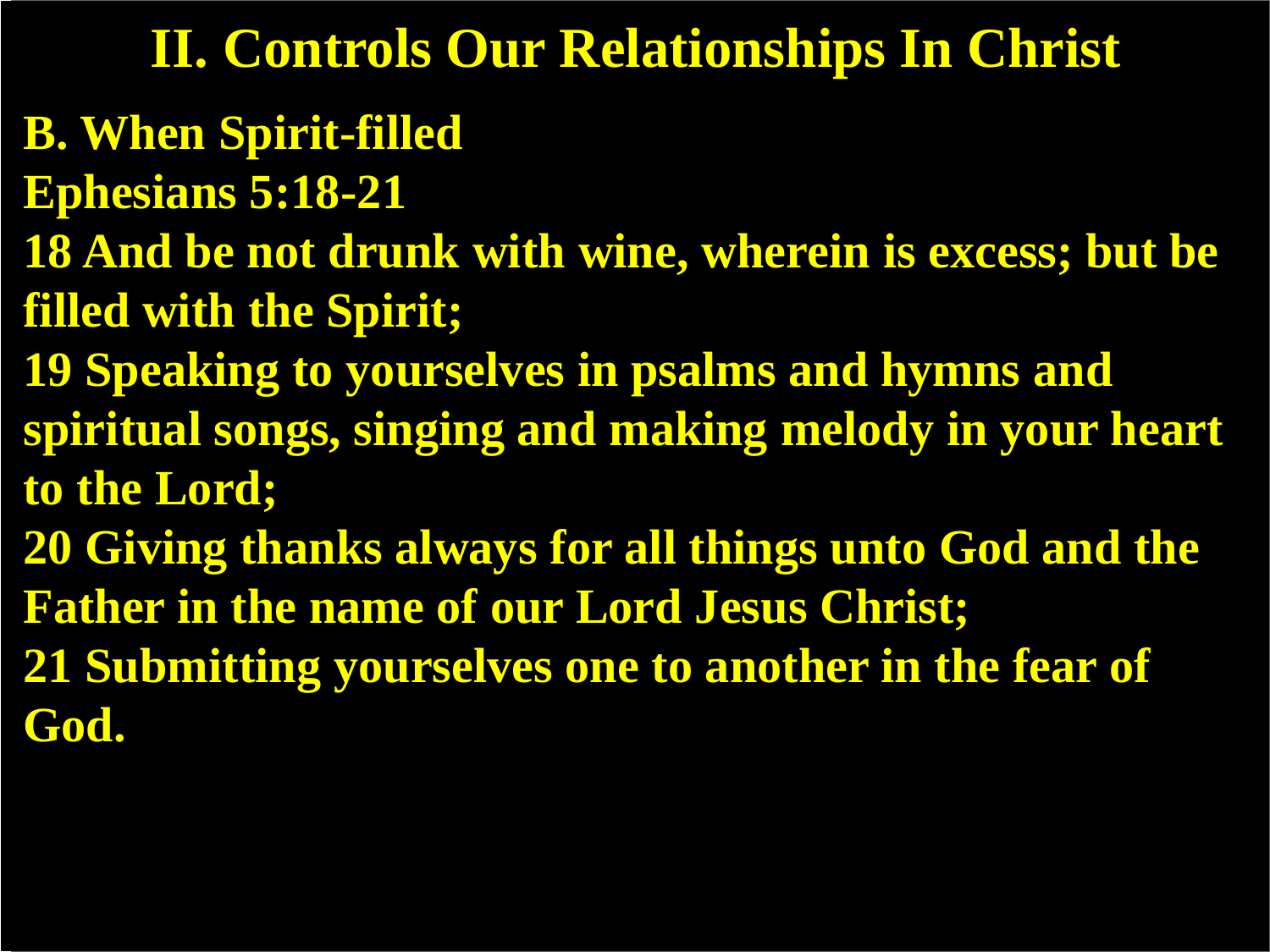# II. Controls Our Relationships In Christ

**B. When Spirit-filled**

**Ephesians 5:18-21**

**18 And be not drunk with wine, wherein is excess; but be filled with the Spirit;**

**19 Speaking to yourselves in psalms and hymns and spiritual songs, singing and making melody in your heart to the Lord;**

**20 Giving thanks always for all things unto God and the Father in the name of our Lord Jesus Christ;**

**21 Submitting yourselves one to another in the fear of God.**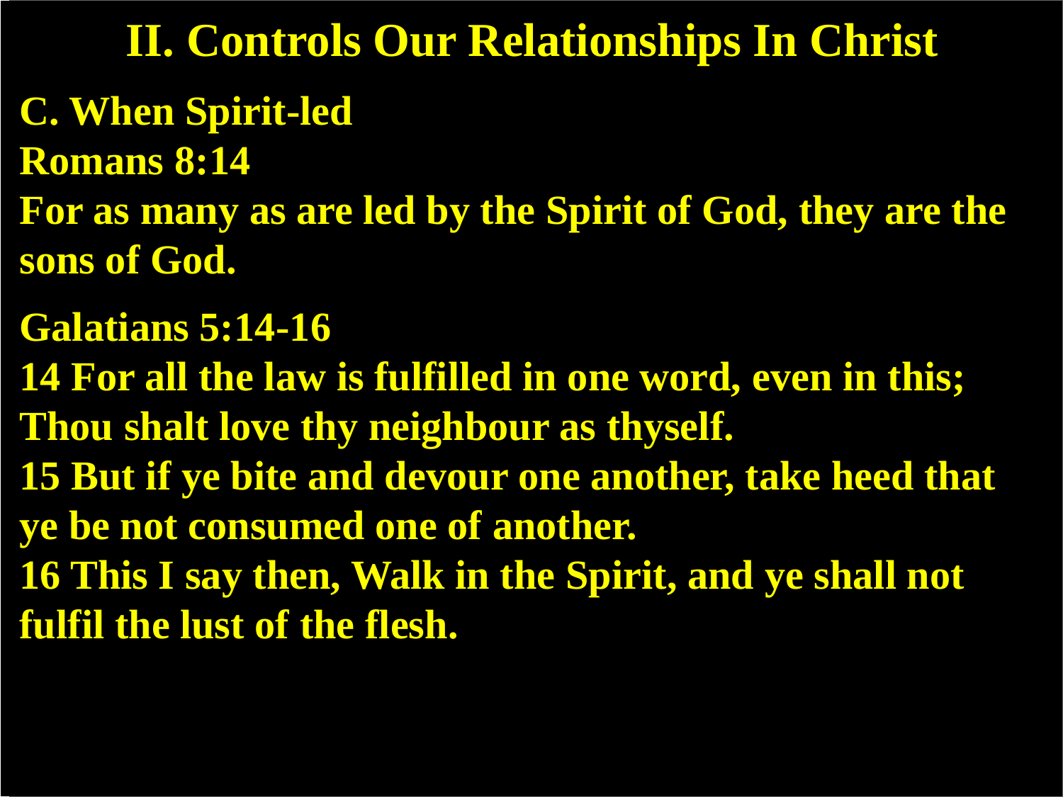# II. Controls Our Relationships In Christ

**C. When Spirit-led**

**Romans 8:14**

**For as many as are led by the Spirit of God, they are the sons of God.**

**Galatians 5:14-16**

**14 For all the law is fulfilled in one word, even in this; Thou shalt love thy neighbour as thyself.**

**15 But if ye bite and devour one another, take heed that ye be not consumed one of another.**

**16 This I say then, Walk in the Spirit, and ye shall not fulfil the lust of the flesh.**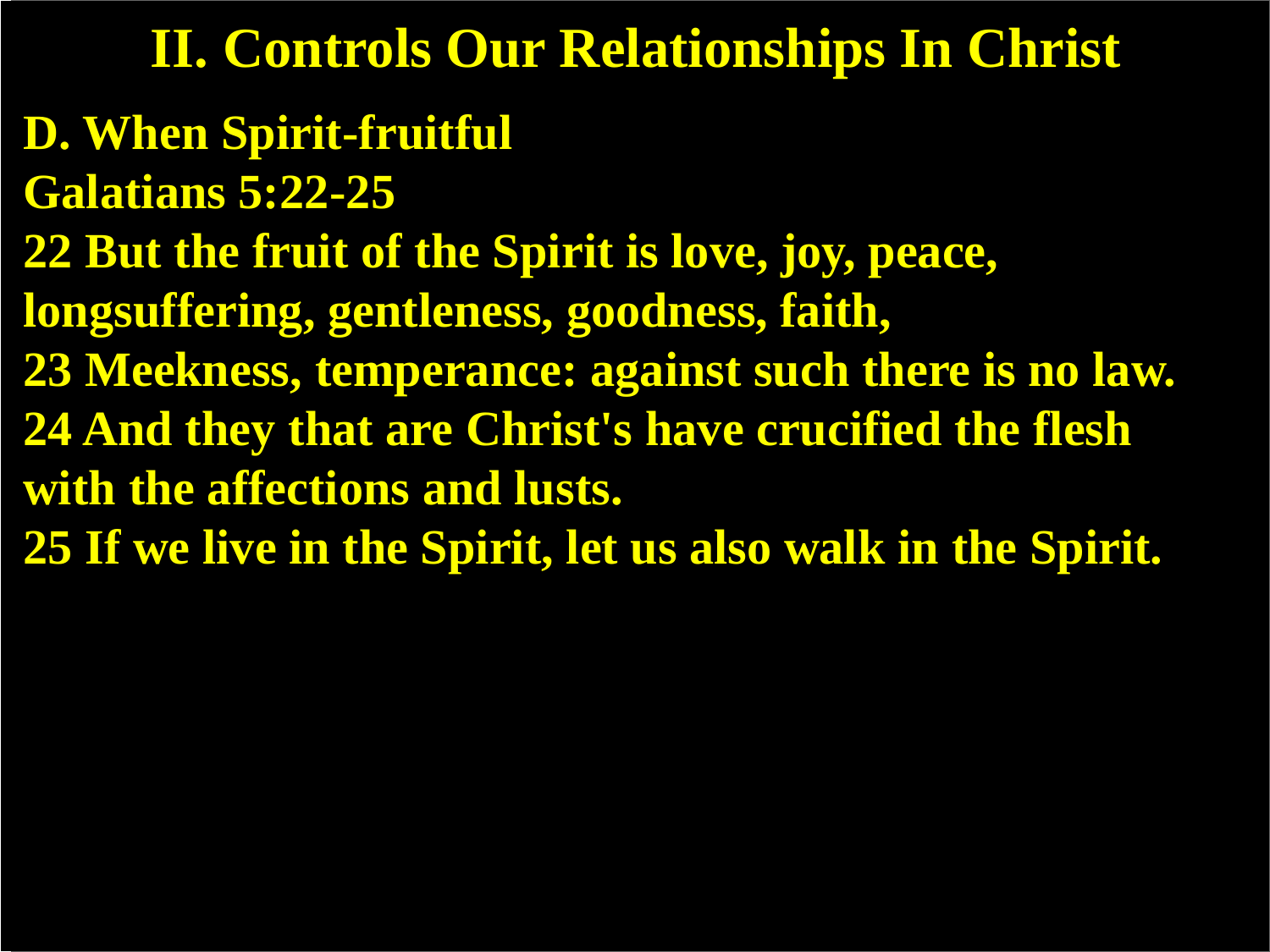# II. Controls Our Relationships In Christ

**D. When Spirit-fruitful**

**Galatians 5:22-25**

**22 But the fruit of the Spirit is love, joy, peace, longsuffering, gentleness, goodness, faith,**

**23 Meekness, temperance: against such there is no law.**

**24 And they that are Christ's have crucified the flesh with the affections and lusts.**

**25 If we live in the Spirit, let us also walk in the Spirit.**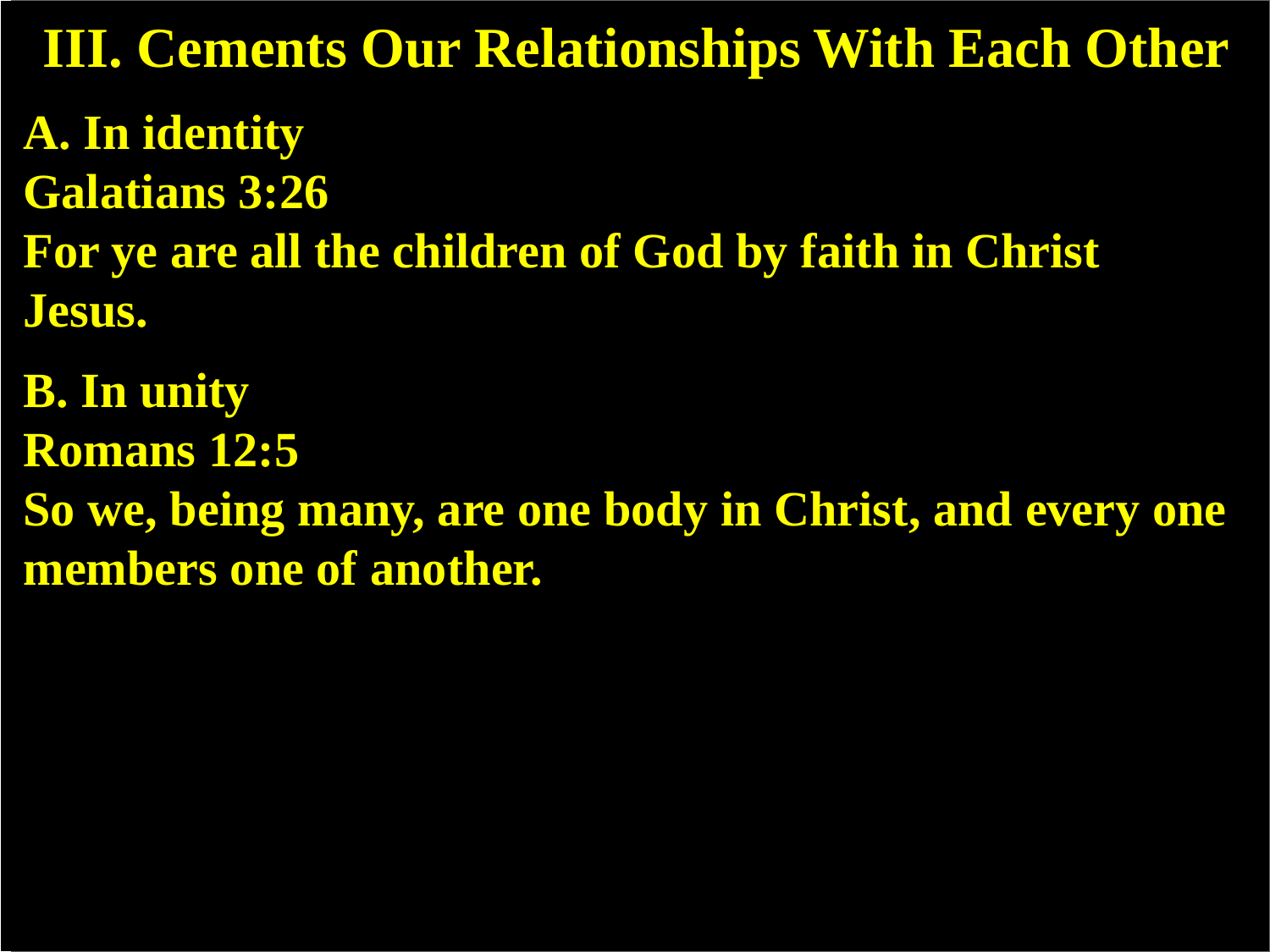# III. Cements Our Relationships With Each Other

**A. In identity**

**Galatians 3:26**

**For ye are all the children of God by faith in Christ Jesus.**

**B. In unity**

**Romans 12:5**

**So we, being many, are one body in Christ, and every one members one of another.**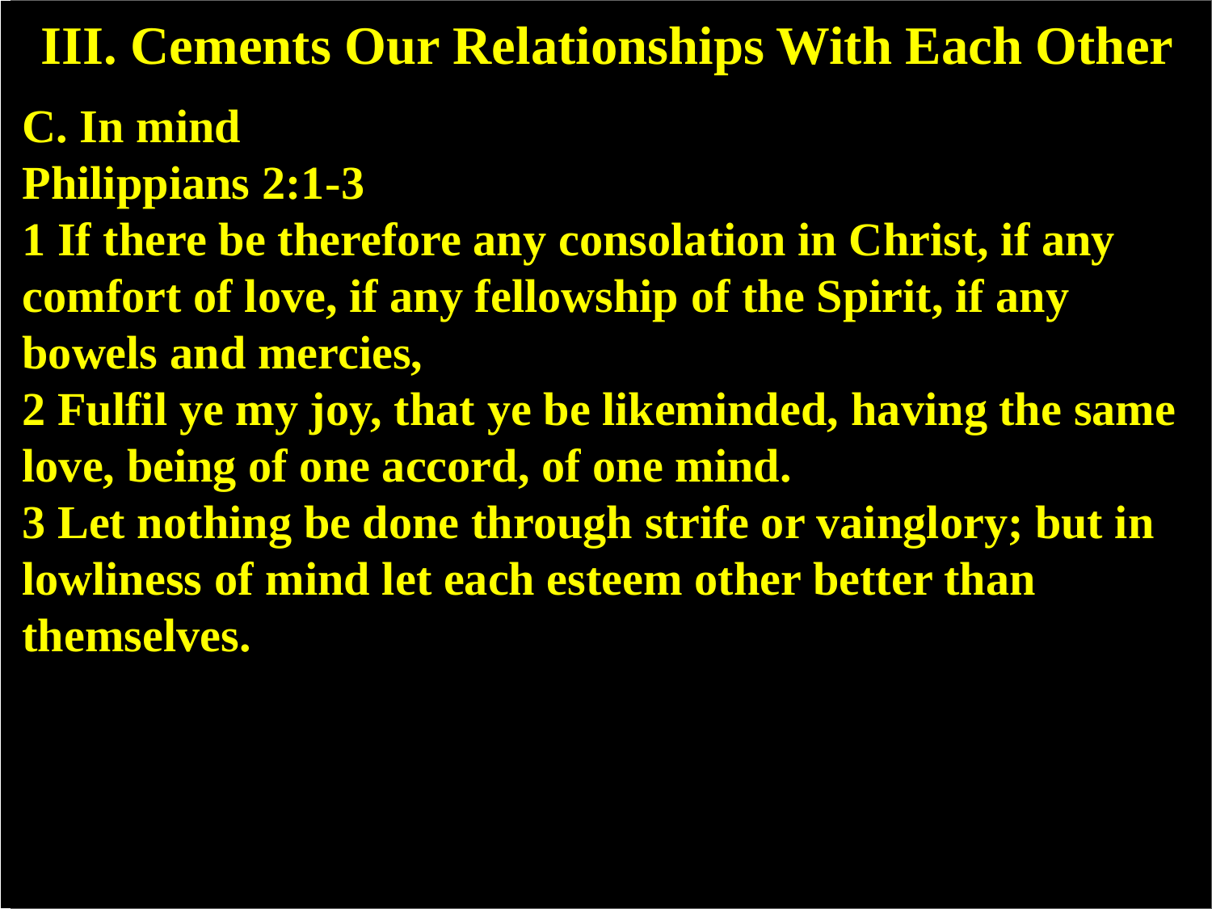# III. Cements Our Relationships With Each Other

**C. In mind**

**Philippians 2:1-3**

**1 If there be therefore any consolation in Christ, if any comfort of love, if any fellowship of the Spirit, if any bowels and mercies,**

**2 Fulfil ye my joy, that ye be likeminded, having the same love, being of one accord, of one mind.**

**3 Let nothing be done through strife or vainglory; but in lowliness of mind let each esteem other better than themselves.**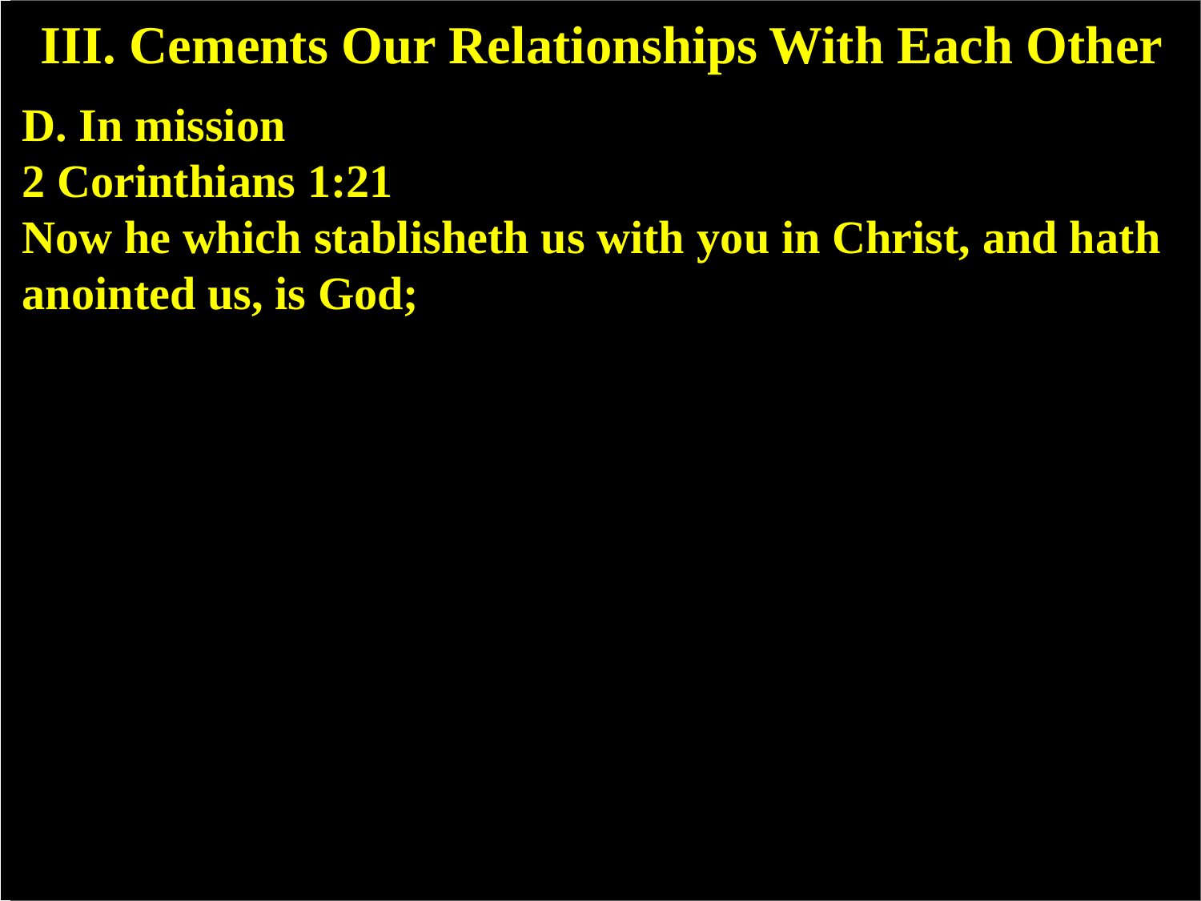# III. Cements Our Relationships With Each Other

**D. In mission**

**2 Corinthians 1:21**

**Now he which stablisheth us with you in Christ, and hath anointed us, is God;**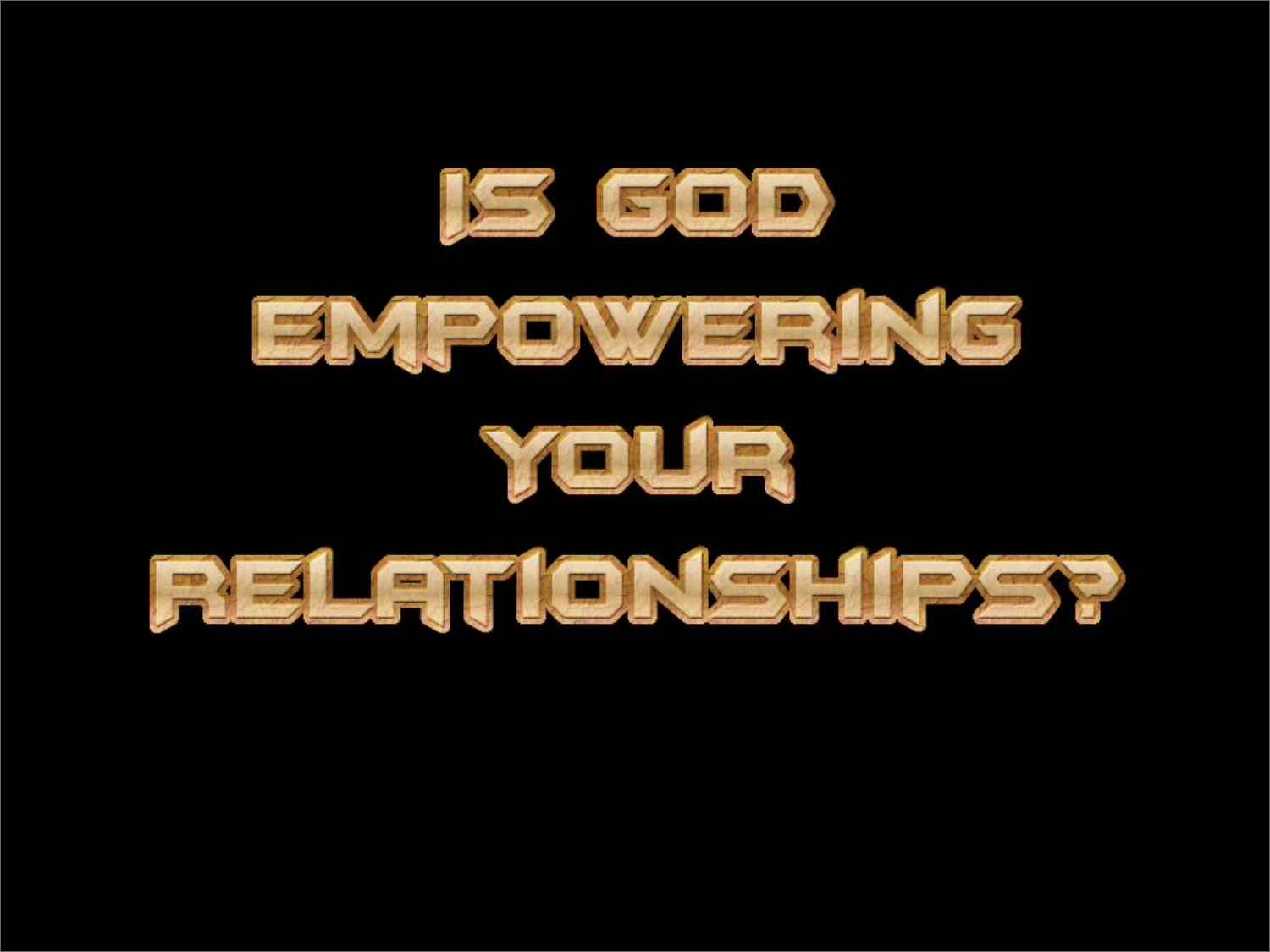# IS GOD EMPOWERING YOUR RELATIONSHIPS?